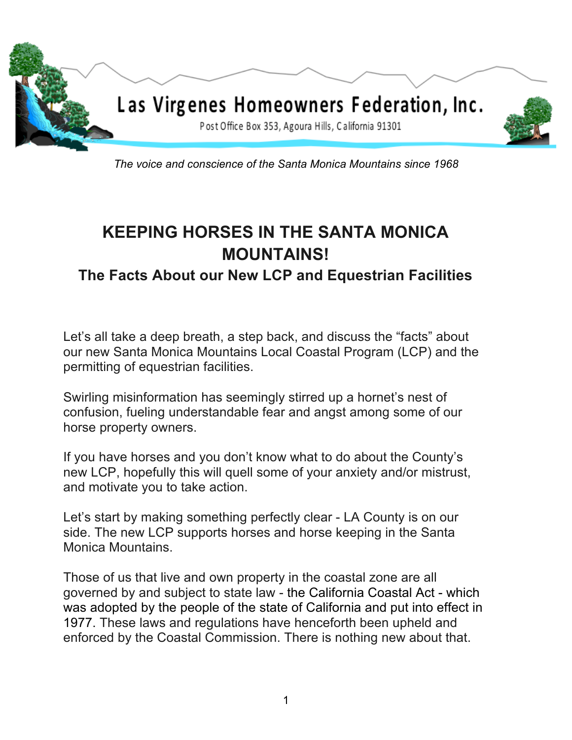Las Virgenes Homeowners Federation, Inc.

Post Office Box 353, Agoura Hills, California 91301

*The voice and conscience of the Santa Monica Mountains since 1968*

# KEEPING HORSES IN THE SANTA MONICA MOUNTAINS!

## The Facts About our New LCP and Equestrian Facilities

Let's all take a deep breath, a step back, and discuss the "facts" about our new Santa Monica Mountains Local Coastal Program (LCP) and the permitting of equestrian facilities.

Swirling misinformation has seemingly stirred up a hornet's nest of confusion, fueling understandable fear and angst among some of our horse property owners.

If you have horses and you don't know what to do about the County's new LCP, hopefully this will quell some of your anxiety and/or mistrust, and motivate you to take action.

Let's start by making something perfectly clear - LA County is on our side. The new LCP supports horses and horse keeping in the Santa Monica Mountains.

Those of us that live and own property in the coastal zone are all governed by and subject to state law - the California Coastal Act - which was adopted by the people of the state of California and put into effect in 1977. These laws and regulations have henceforth been upheld and enforced by the Coastal Commission. There is nothing new about that.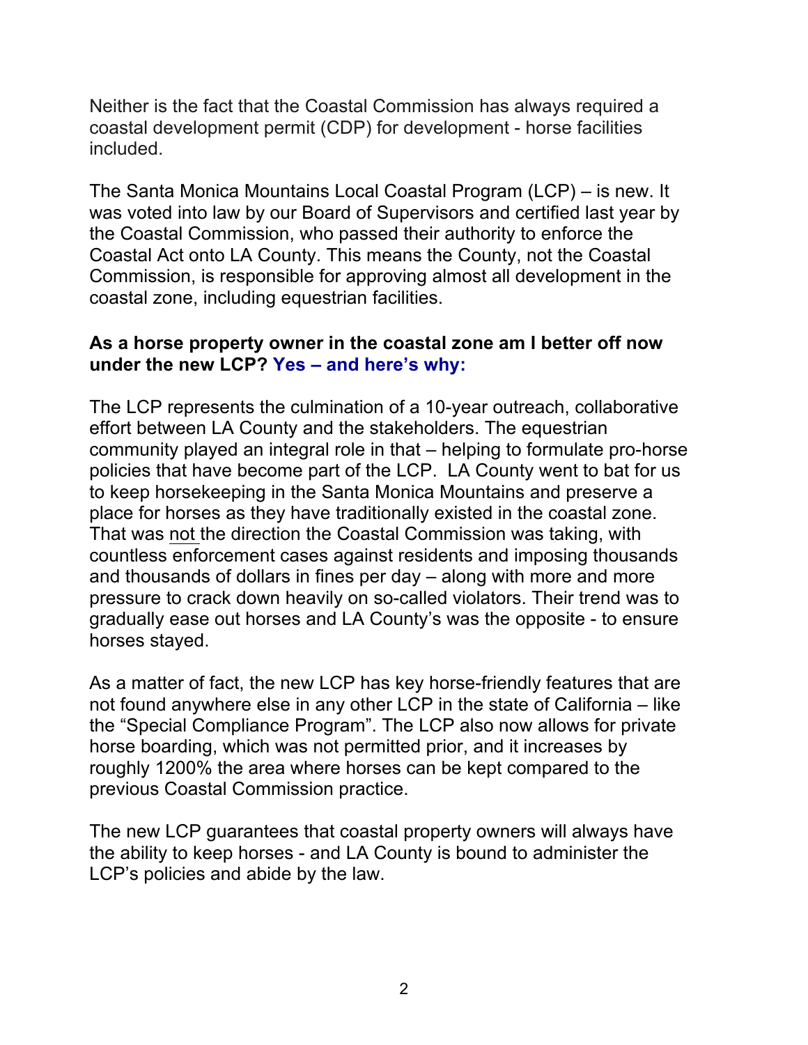Neither is the fact that the Coastal Commission has always required a coastal development permit (CDP) for development - horse facilities included.

The Santa Monica Mountains Local Coastal Program (LCP) – is new. It was voted into law by our Board of Supervisors and certified last year by the Coastal Commission, who passed their authority to enforce the Coastal Act onto LA County. This means the County, not the Coastal Commission, is responsible for approving almost all development in the coastal zone, including equestrian facilities.

**As a horse property owner in the coastal zone am I better off now under the new LCP? Yes – and here's why:**

The LCP represents the culmination of a 10-year outreach, collaborative effort between LA County and the stakeholders. The equestrian community played an integral role in that – helping to formulate pro-horse policies that have become part of the LCP. LA County went to bat for us to keep horsekeeping in the Santa Monica Mountains and preserve a place for horses as they have traditionally existed in the coastal zone. That was not the direction the Coastal Commission was taking, with countless enforcement cases against residents and imposing thousands and thousands of dollars in fines per day – along with more and more pressure to crack down heavily on so-called violators. Their trend was to gradually ease out horses and LA County's was the opposite - to ensure horses stayed.

As a matter of fact, the new LCP has key horse-friendly features that are not found anywhere else in any other LCP in the state of California – like the "Special Compliance Program". The LCP also now allows for private horse boarding, which was not permitted prior, and it increases by roughly 1200% the area where horses can be kept compared to the previous Coastal Commission practice.

The new LCP guarantees that coastal property owners will always have the ability to keep horses - and LA County is bound to administer the LCP's policies and abide by the law.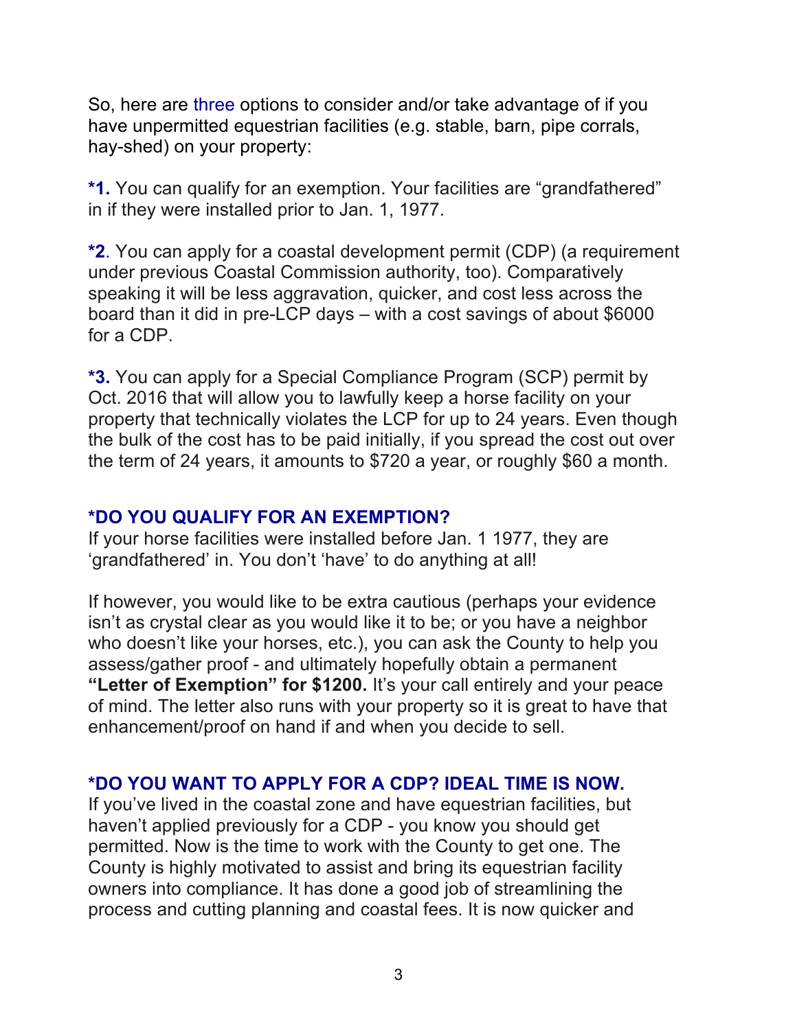So, here are three options to consider and/or take advantage of if you have unpermitted equestrian facilities (e.g. stable, barn, pipe corrals, hay-shed) on your property:

***1.** You can qualify for an exemption. Your facilities are "grandfathered" in if they were installed prior to Jan. 1, 1977.

***2**. You can apply for a coastal development permit (CDP) (a requirement under previous Coastal Commission authority, too). Comparatively speaking it will be less aggravation, quicker, and cost less across the board than it did in pre-LCP days – with a cost savings of about $6000 for a CDP.

***3.** You can apply for a Special Compliance Program (SCP) permit by Oct. 2016 that will allow you to lawfully keep a horse facility on your property that technically violates the LCP for up to 24 years. Even though the bulk of the cost has to be paid initially, if you spread the cost out over the term of 24 years, it amounts to $720 a year, or roughly $60 a month.

### *DO YOU QUALIFY FOR AN EXEMPTION?

If your horse facilities were installed before Jan. 1 1977, they are 'grandfathered' in. You don't 'have' to do anything at all!

If however, you would like to be extra cautious (perhaps your evidence isn't as crystal clear as you would like it to be; or you have a neighbor who doesn't like your horses, etc.), you can ask the County to help you assess/gather proof - and ultimately hopefully obtain a permanent **"Letter of Exemption" for $1200.** It's your call entirely and your peace of mind. The letter also runs with your property so it is great to have that enhancement/proof on hand if and when you decide to sell.

### *DO YOU WANT TO APPLY FOR A CDP? IDEAL TIME IS NOW.

If you've lived in the coastal zone and have equestrian facilities, but haven't applied previously for a CDP - you know you should get permitted. Now is the time to work with the County to get one. The County is highly motivated to assist and bring its equestrian facility owners into compliance. It has done a good job of streamlining the process and cutting planning and coastal fees. It is now quicker and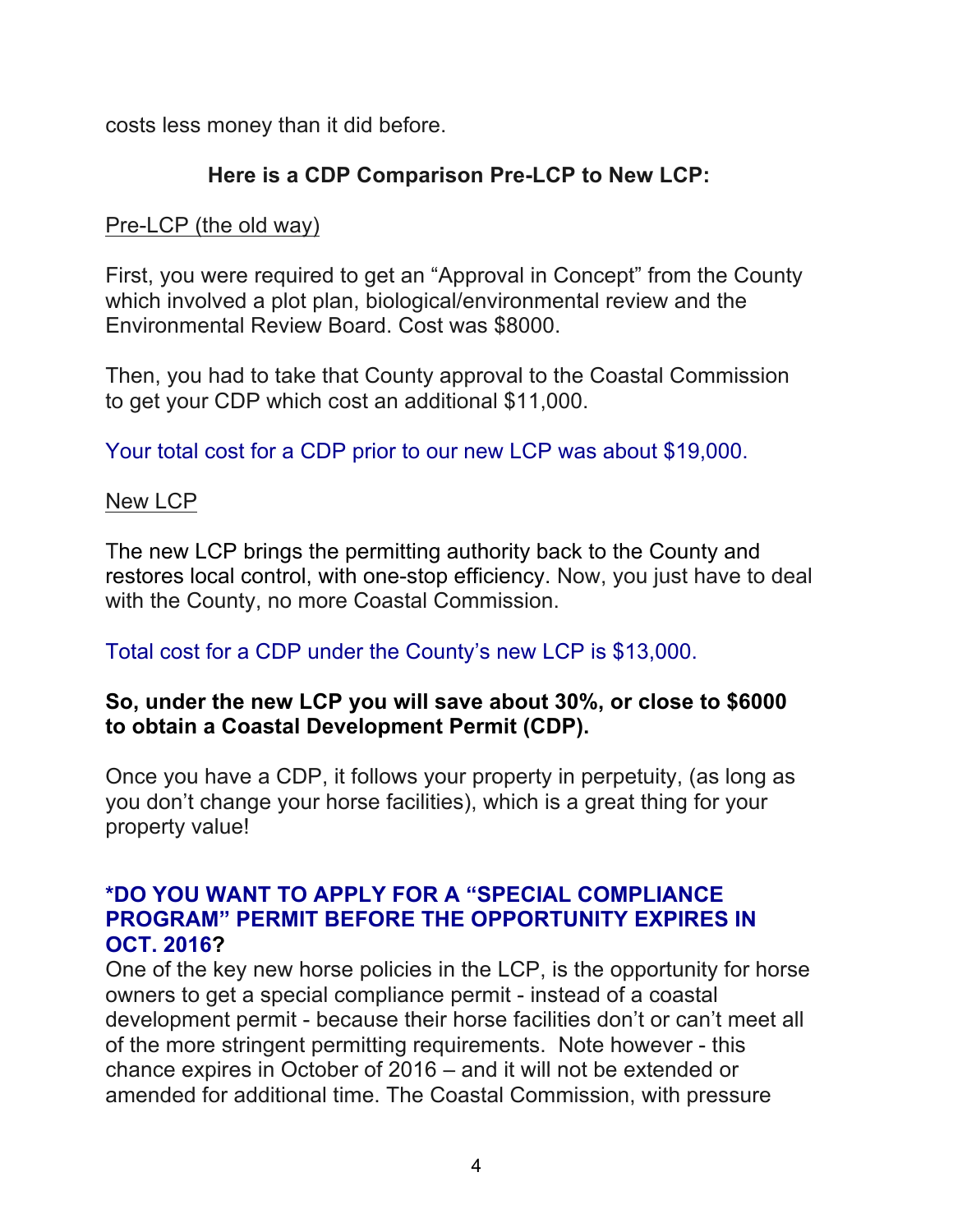costs less money than it did before.

**Here is a CDP Comparison Pre-LCP to New LCP:**

Pre-LCP (the old way)

First, you were required to get an "Approval in Concept" from the County which involved a plot plan, biological/environmental review and the Environmental Review Board. Cost was $8000.

Then, you had to take that County approval to the Coastal Commission to get your CDP which cost an additional $11,000.

Your total cost for a CDP prior to our new LCP was about $19,000.

New LCP

The new LCP brings the permitting authority back to the County and restores local control, with one-stop efficiency. Now, you just have to deal with the County, no more Coastal Commission.

Total cost for a CDP under the County's new LCP is $13,000.

**So, under the new LCP you will save about 30%, or close to $6000 to obtain a Coastal Development Permit (CDP).**

Once you have a CDP, it follows your property in perpetuity, (as long as you don't change your horse facilities), which is a great thing for your property value!

**\*DO YOU WANT TO APPLY FOR A "SPECIAL COMPLIANCE PROGRAM" PERMIT BEFORE THE OPPORTUNITY EXPIRES IN OCT. 2016?**

One of the key new horse policies in the LCP, is the opportunity for horse owners to get a special compliance permit - instead of a coastal development permit - because their horse facilities don't or can't meet all of the more stringent permitting requirements. Note however - this chance expires in October of 2016 – and it will not be extended or amended for additional time. The Coastal Commission, with pressure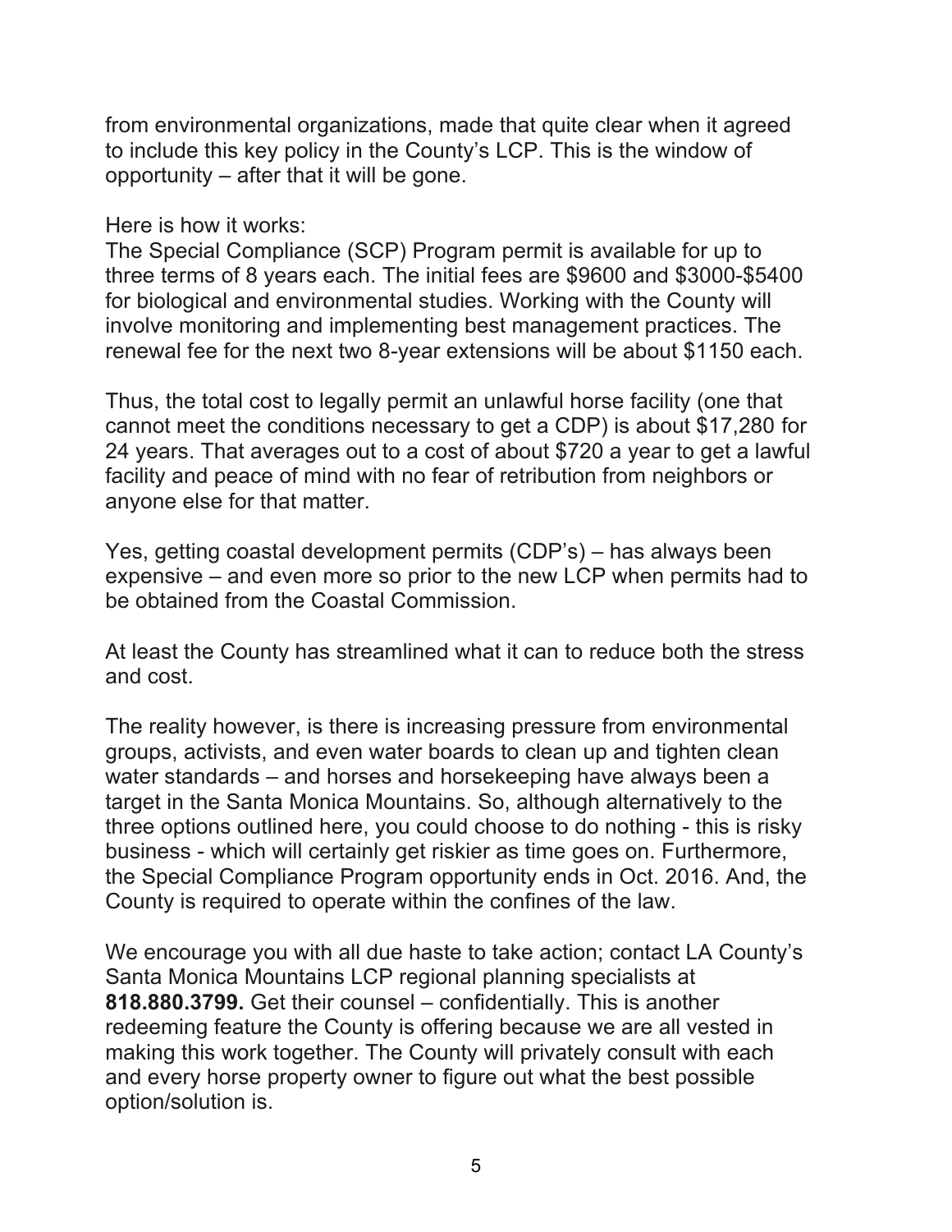from environmental organizations, made that quite clear when it agreed to include this key policy in the County's LCP. This is the window of opportunity – after that it will be gone.

Here is how it works:
The Special Compliance (SCP) Program permit is available for up to three terms of 8 years each. The initial fees are $9600 and $3000-$5400 for biological and environmental studies. Working with the County will involve monitoring and implementing best management practices. The renewal fee for the next two 8-year extensions will be about $1150 each.

Thus, the total cost to legally permit an unlawful horse facility (one that cannot meet the conditions necessary to get a CDP) is about $17,280 for 24 years. That averages out to a cost of about $720 a year to get a lawful facility and peace of mind with no fear of retribution from neighbors or anyone else for that matter.

Yes, getting coastal development permits (CDP's) – has always been expensive – and even more so prior to the new LCP when permits had to be obtained from the Coastal Commission.

At least the County has streamlined what it can to reduce both the stress and cost.

The reality however, is there is increasing pressure from environmental groups, activists, and even water boards to clean up and tighten clean water standards – and horses and horsekeeping have always been a target in the Santa Monica Mountains. So, although alternatively to the three options outlined here, you could choose to do nothing - this is risky business - which will certainly get riskier as time goes on. Furthermore, the Special Compliance Program opportunity ends in Oct. 2016. And, the County is required to operate within the confines of the law.

We encourage you with all due haste to take action; contact LA County's Santa Monica Mountains LCP regional planning specialists at **818.880.3799.** Get their counsel – confidentially. This is another redeeming feature the County is offering because we are all vested in making this work together. The County will privately consult with each and every horse property owner to figure out what the best possible option/solution is.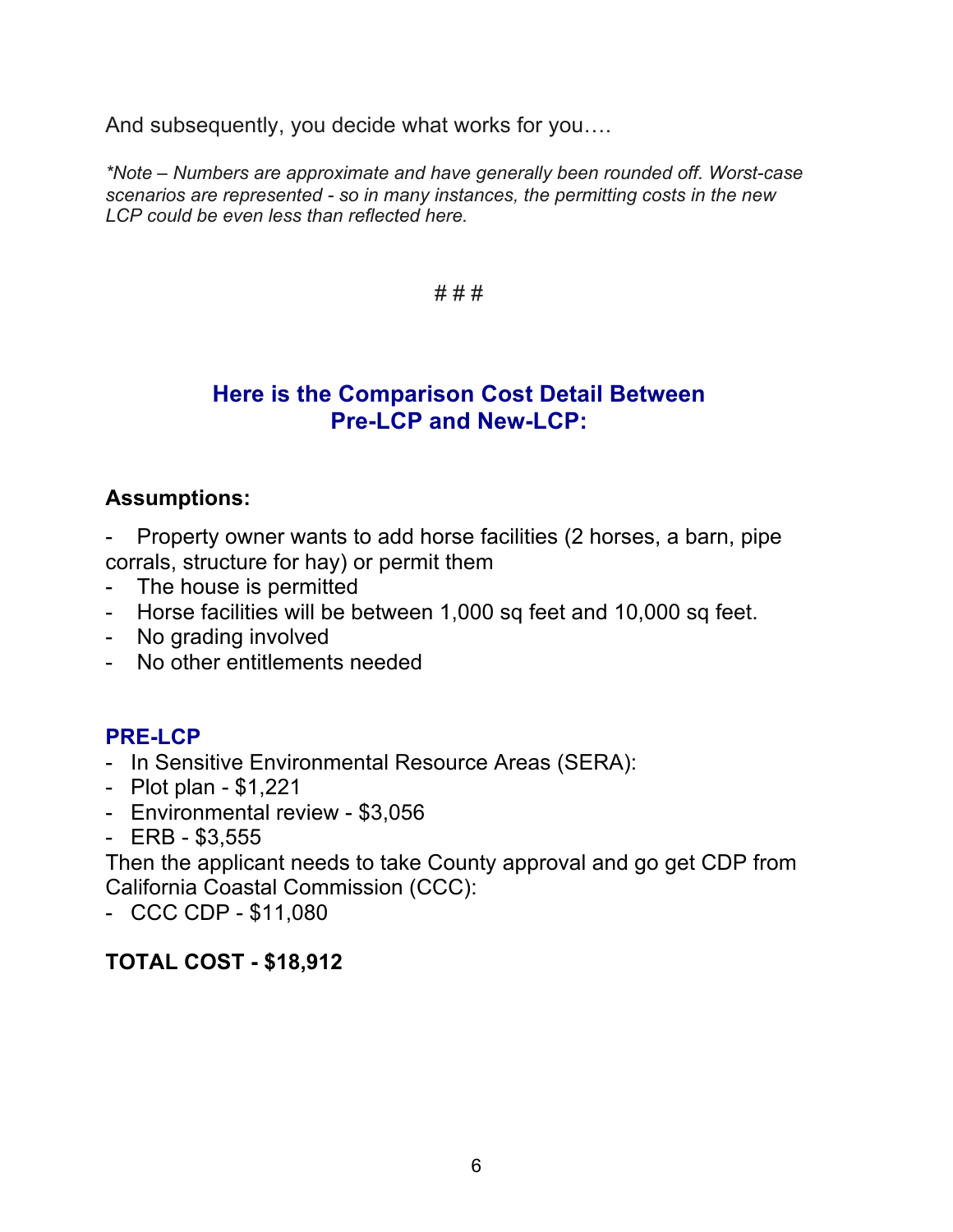And subsequently, you decide what works for you….

*\*Note – Numbers are approximate and have generally been rounded off. Worst-case scenarios are represented - so in many instances, the permitting costs in the new LCP could be even less than reflected here.*

# # #

## Here is the Comparison Cost Detail Between Pre-LCP and New-LCP:

**Assumptions:**

- Property owner wants to add horse facilities (2 horses, a barn, pipe corrals, structure for hay) or permit them
- The house is permitted
- Horse facilities will be between 1,000 sq feet and 10,000 sq feet.
- No grading involved
- No other entitlements needed

### PRE-LCP

- In Sensitive Environmental Resource Areas (SERA):
- Plot plan - $1,221
- Environmental review - $3,056
- ERB - $3,555

Then the applicant needs to take County approval and go get CDP from California Coastal Commission (CCC):

- CCC CDP - $11,080

**TOTAL COST - $18,912**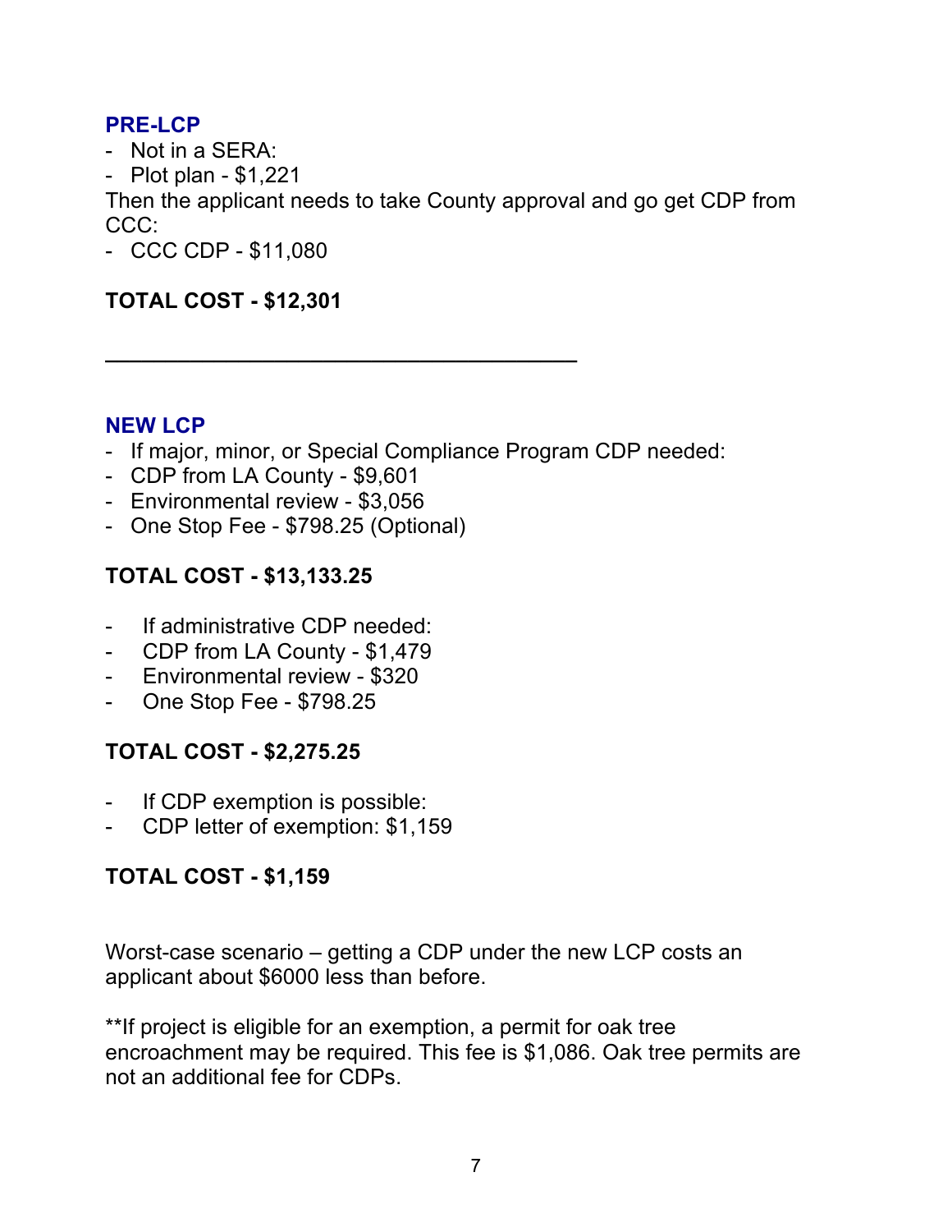### PRE-LCP

- Not in a SERA:
- Plot plan - $1,221

Then the applicant needs to take County approval and go get CDP from CCC:

- CCC CDP - $11,080

**TOTAL COST - $12,301**

---

### NEW LCP

- If major, minor, or Special Compliance Program CDP needed:
- CDP from LA County - $9,601
- Environmental review - $3,056
- One Stop Fee - $798.25 (Optional)

**TOTAL COST - $13,133.25**

- If administrative CDP needed:
- CDP from LA County - $1,479
- Environmental review - $320
- One Stop Fee - $798.25

**TOTAL COST - $2,275.25**

- If CDP exemption is possible:
- CDP letter of exemption: $1,159

**TOTAL COST - $1,159**

Worst-case scenario – getting a CDP under the new LCP costs an applicant about $6000 less than before.

**If project is eligible for an exemption, a permit for oak tree encroachment may be required. This fee is $1,086. Oak tree permits are not an additional fee for CDPs.